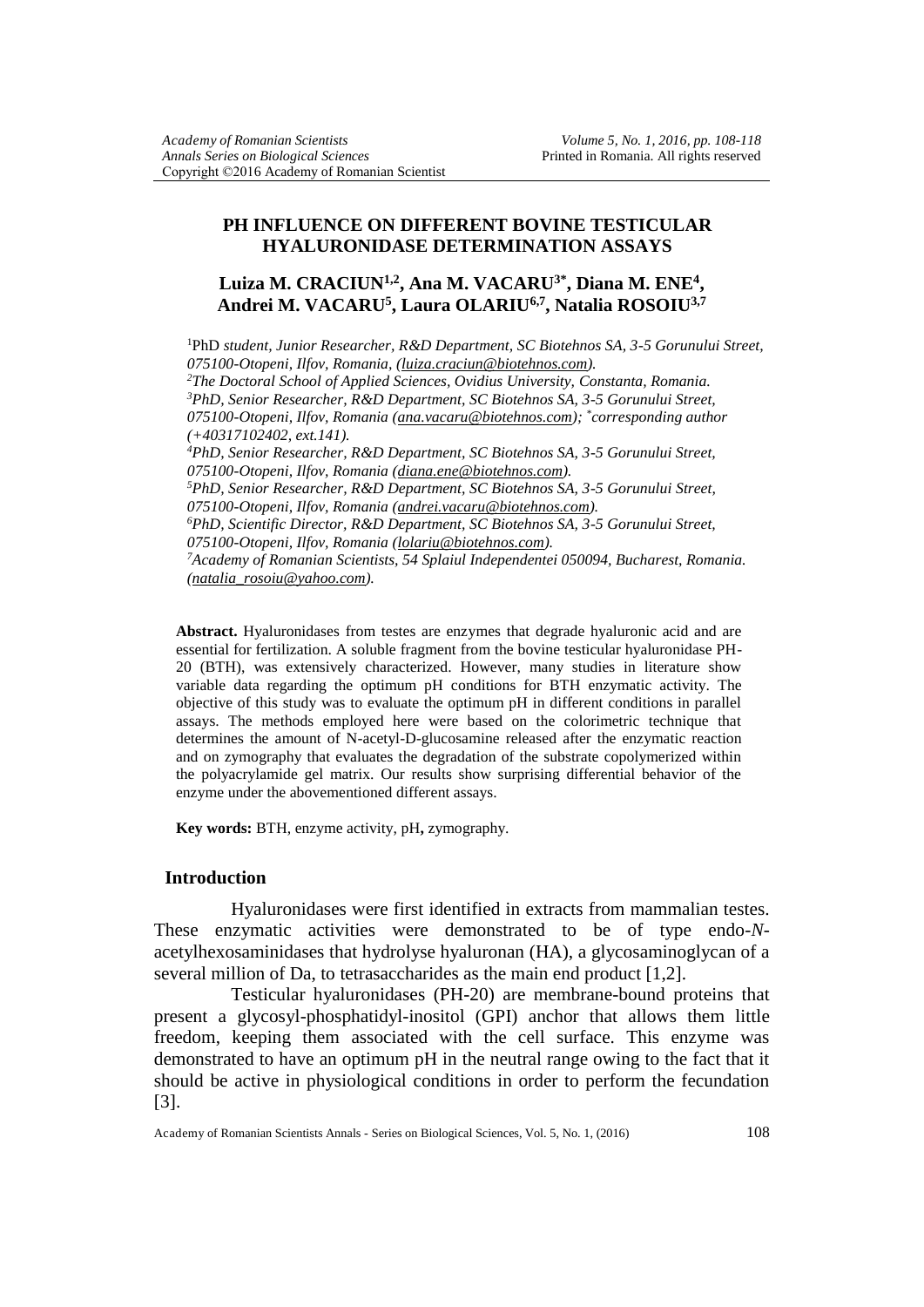# PH INFLUENCE ON DIFFERENT BOVINE TESTICULAR HYALURONIDASE DETERMINATION ASSAYS

**Luiza M. CRACIUN[1,2], Ana M. VACARU[3*], Diana M. ENE[4], Andrei M. VACARU[5], Laura OLARIU[6,7], Natalia ROSOIU[3,7]**

[1]PhD *student, Junior Researcher, R&D Department, SC Biotehnos SA, 3-5 Gorunului Street, 075100-Otopeni, Ilfov, Romania, (luiza.craciun@biotehnos.com).*
[2]*The Doctoral School of Applied Sciences, Ovidius University, Constanta, Romania.*
[3]*PhD, Senior Researcher, R&D Department, SC Biotehnos SA, 3-5 Gorunului Street, 075100-Otopeni, Ilfov, Romania (ana.vacaru@biotehnos.com); *corresponding author (+40317102402, ext.141).*
[4]*PhD, Senior Researcher, R&D Department, SC Biotehnos SA, 3-5 Gorunului Street, 075100-Otopeni, Ilfov, Romania (diana.ene@biotehnos.com).*
[5]*PhD, Senior Researcher, R&D Department, SC Biotehnos SA, 3-5 Gorunului Street, 075100-Otopeni, Ilfov, Romania (andrei.vacaru@biotehnos.com).*
[6]*PhD, Scientific Director, R&D Department, SC Biotehnos SA, 3-5 Gorunului Street, 075100-Otopeni, Ilfov, Romania (lolariu@biotehnos.com).*
[7]*Academy of Romanian Scientists, 54 Splaiul Independentei 050094, Bucharest, Romania. (natalia_rosoiu@yahoo.com).*

**Abstract.** Hyaluronidases from testes are enzymes that degrade hyaluronic acid and are essential for fertilization. A soluble fragment from the bovine testicular hyaluronidase PH-20 (BTH), was extensively characterized. However, many studies in literature show variable data regarding the optimum pH conditions for BTH enzymatic activity. The objective of this study was to evaluate the optimum pH in different conditions in parallel assays. The methods employed here were based on the colorimetric technique that determines the amount of N-acetyl-D-glucosamine released after the enzymatic reaction and on zymography that evaluates the degradation of the substrate copolymerized within the polyacrylamide gel matrix. Our results show surprising differential behavior of the enzyme under the abovementioned different assays.

**Key words:** BTH, enzyme activity, pH**,** zymography.

## Introduction

Hyaluronidases were first identified in extracts from mammalian testes. These enzymatic activities were demonstrated to be of type endo-*N*-acetylhexosaminidases that hydrolyse hyaluronan (HA), a glycosaminoglycan of a several million of Da, to tetrasaccharides as the main end product [1,2].

Testicular hyaluronidases (PH-20) are membrane-bound proteins that present a glycosyl-phosphatidyl-inositol (GPI) anchor that allows them little freedom, keeping them associated with the cell surface. This enzyme was demonstrated to have an optimum pH in the neutral range owing to the fact that it should be active in physiological conditions in order to perform the fecundation [3].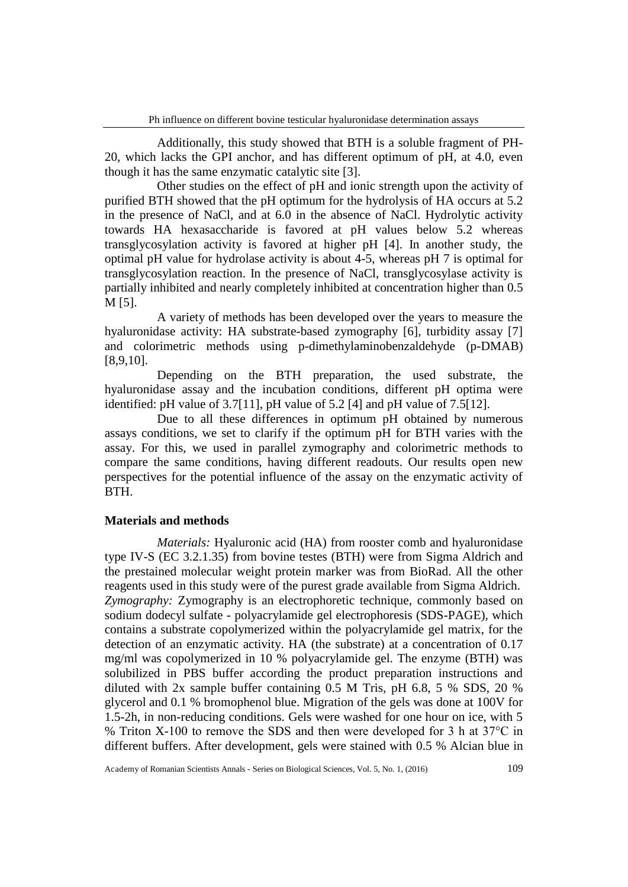Additionally, this study showed that BTH is a soluble fragment of PH-20, which lacks the GPI anchor, and has different optimum of pH, at 4.0, even though it has the same enzymatic catalytic site [3].

Other studies on the effect of pH and ionic strength upon the activity of purified BTH showed that the pH optimum for the hydrolysis of HA occurs at 5.2 in the presence of NaCl, and at 6.0 in the absence of NaCl. Hydrolytic activity towards HA hexasaccharide is favored at pH values below 5.2 whereas transglycosylation activity is favored at higher pH [4]. In another study, the optimal pH value for hydrolase activity is about 4-5, whereas pH 7 is optimal for transglycosylation reaction. In the presence of NaCl, transglycosylase activity is partially inhibited and nearly completely inhibited at concentration higher than 0.5 M [5].

A variety of methods has been developed over the years to measure the hyaluronidase activity: HA substrate-based zymography [6], turbidity assay [7] and colorimetric methods using p-dimethylaminobenzaldehyde (p-DMAB) [8,9,10].

Depending on the BTH preparation, the used substrate, the hyaluronidase assay and the incubation conditions, different pH optima were identified: pH value of 3.7[11], pH value of 5.2 [4] and pH value of 7.5[12].

Due to all these differences in optimum pH obtained by numerous assays conditions, we set to clarify if the optimum pH for BTH varies with the assay. For this, we used in parallel zymography and colorimetric methods to compare the same conditions, having different readouts. Our results open new perspectives for the potential influence of the assay on the enzymatic activity of BTH.

## Materials and methods

*Materials:* Hyaluronic acid (HA) from rooster comb and hyaluronidase type IV-S (EC 3.2.1.35) from bovine testes (BTH) were from Sigma Aldrich and the prestained molecular weight protein marker was from BioRad. All the other reagents used in this study were of the purest grade available from Sigma Aldrich.

*Zymography:* Zymography is an electrophoretic technique, commonly based on sodium dodecyl sulfate - polyacrylamide gel electrophoresis (SDS-PAGE), which contains a substrate copolymerized within the polyacrylamide gel matrix, for the detection of an enzymatic activity. HA (the substrate) at a concentration of 0.17 mg/ml was copolymerized in 10 % polyacrylamide gel. The enzyme (BTH) was solubilized in PBS buffer according the product preparation instructions and diluted with 2x sample buffer containing 0.5 M Tris, pH 6.8, 5 % SDS, 20 % glycerol and 0.1 % bromophenol blue. Migration of the gels was done at 100V for 1.5-2h, in non-reducing conditions. Gels were washed for one hour on ice, with 5 % Triton X-100 to remove the SDS and then were developed for 3 h at 37°C in different buffers. After development, gels were stained with 0.5 % Alcian blue in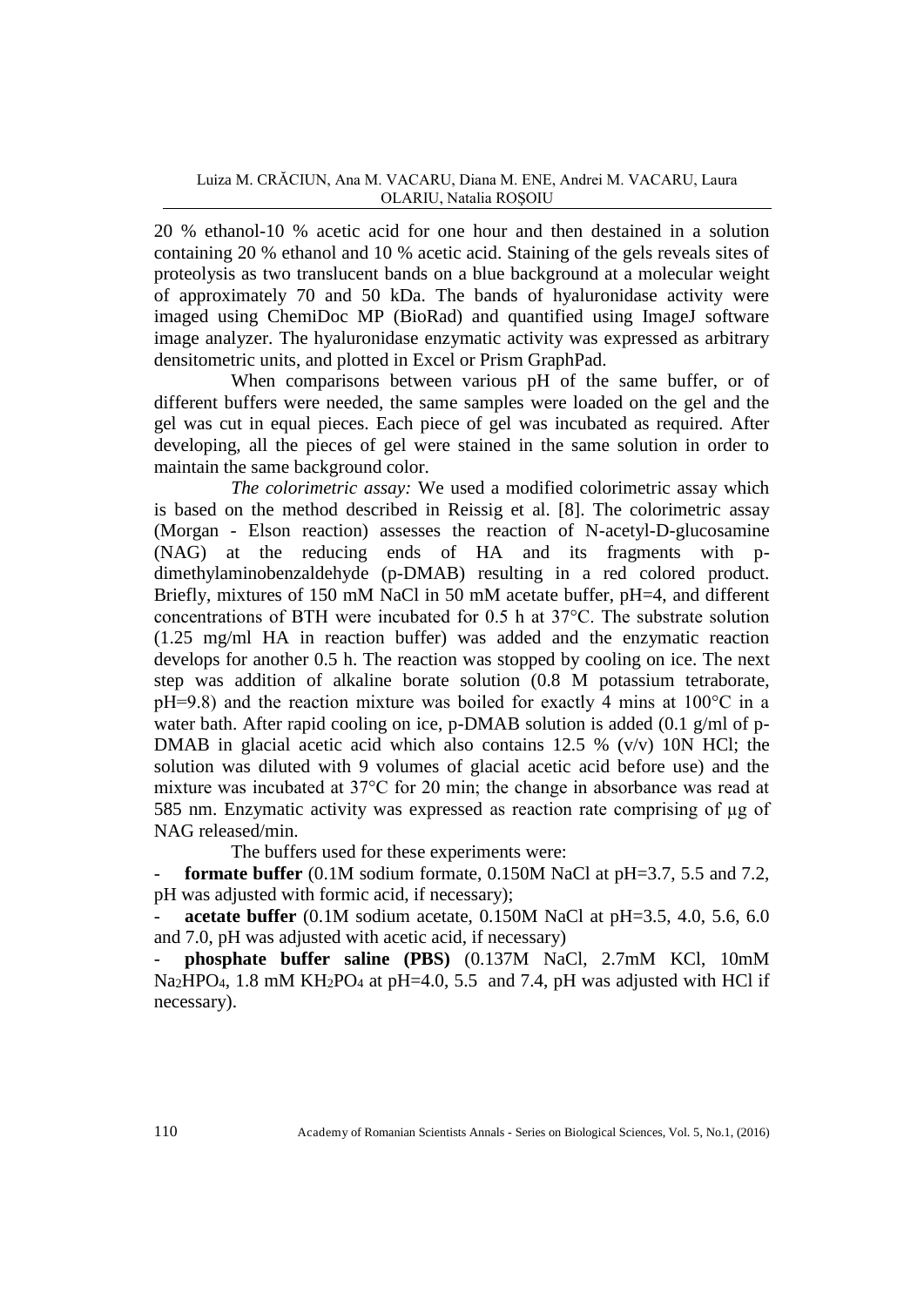20 % ethanol-10 % acetic acid for one hour and then destained in a solution containing 20 % ethanol and 10 % acetic acid. Staining of the gels reveals sites of proteolysis as two translucent bands on a blue background at a molecular weight of approximately 70 and 50 kDa. The bands of hyaluronidase activity were imaged using ChemiDoc MP (BioRad) and quantified using ImageJ software image analyzer. The hyaluronidase enzymatic activity was expressed as arbitrary densitometric units, and plotted in Excel or Prism GraphPad.

When comparisons between various pH of the same buffer, or of different buffers were needed, the same samples were loaded on the gel and the gel was cut in equal pieces. Each piece of gel was incubated as required. After developing, all the pieces of gel were stained in the same solution in order to maintain the same background color.

*The colorimetric assay:* We used a modified colorimetric assay which is based on the method described in Reissig et al. [8]. The colorimetric assay (Morgan - Elson reaction) assesses the reaction of N-acetyl-D-glucosamine (NAG) at the reducing ends of HA and its fragments with p-dimethylaminobenzaldehyde (p-DMAB) resulting in a red colored product. Briefly, mixtures of 150 mM NaCl in 50 mM acetate buffer, pH=4, and different concentrations of BTH were incubated for 0.5 h at 37°C. The substrate solution (1.25 mg/ml HA in reaction buffer) was added and the enzymatic reaction develops for another 0.5 h. The reaction was stopped by cooling on ice. The next step was addition of alkaline borate solution (0.8 M potassium tetraborate, pH=9.8) and the reaction mixture was boiled for exactly 4 mins at 100°C in a water bath. After rapid cooling on ice, p-DMAB solution is added (0.1 g/ml of p-DMAB in glacial acetic acid which also contains 12.5 % (v/v) 10N HCl; the solution was diluted with 9 volumes of glacial acetic acid before use) and the mixture was incubated at 37°C for 20 min; the change in absorbance was read at 585 nm. Enzymatic activity was expressed as reaction rate comprising of μg of NAG released/min.

The buffers used for these experiments were:

- **formate buffer** (0.1M sodium formate, 0.150M NaCl at pH=3.7, 5.5 and 7.2, pH was adjusted with formic acid, if necessary);
- **acetate buffer** (0.1M sodium acetate, 0.150M NaCl at pH=3.5, 4.0, 5.6, 6.0 and 7.0, pH was adjusted with acetic acid, if necessary)
- **phosphate buffer saline (PBS)** (0.137M NaCl, 2.7mM KCl, 10mM $Na_2HPO_4$, 1.8 mM $KH_2PO_4$ at pH=4.0, 5.5 and 7.4, pH was adjusted with HCl if necessary).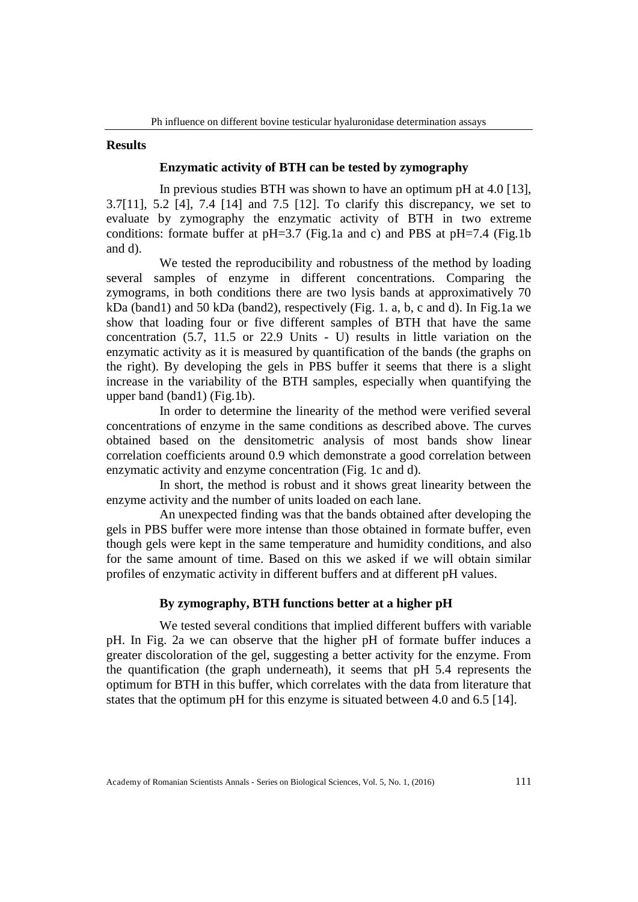## Results

### Enzymatic activity of BTH can be tested by zymography

In previous studies BTH was shown to have an optimum pH at 4.0 [13], 3.7[11], 5.2 [4], 7.4 [14] and 7.5 [12]. To clarify this discrepancy, we set to evaluate by zymography the enzymatic activity of BTH in two extreme conditions: formate buffer at pH=3.7 (Fig.1a and c) and PBS at pH=7.4 (Fig.1b and d).

We tested the reproducibility and robustness of the method by loading several samples of enzyme in different concentrations. Comparing the zymograms, in both conditions there are two lysis bands at approximatively 70 kDa (band1) and 50 kDa (band2), respectively (Fig. 1. a, b, c and d). In Fig.1a we show that loading four or five different samples of BTH that have the same concentration (5.7, 11.5 or 22.9 Units - U) results in little variation on the enzymatic activity as it is measured by quantification of the bands (the graphs on the right). By developing the gels in PBS buffer it seems that there is a slight increase in the variability of the BTH samples, especially when quantifying the upper band (band1) (Fig.1b).

In order to determine the linearity of the method were verified several concentrations of enzyme in the same conditions as described above. The curves obtained based on the densitometric analysis of most bands show linear correlation coefficients around 0.9 which demonstrate a good correlation between enzymatic activity and enzyme concentration (Fig. 1c and d).

In short, the method is robust and it shows great linearity between the enzyme activity and the number of units loaded on each lane.

An unexpected finding was that the bands obtained after developing the gels in PBS buffer were more intense than those obtained in formate buffer, even though gels were kept in the same temperature and humidity conditions, and also for the same amount of time. Based on this we asked if we will obtain similar profiles of enzymatic activity in different buffers and at different pH values.

### By zymography, BTH functions better at a higher pH

We tested several conditions that implied different buffers with variable pH. In Fig. 2a we can observe that the higher pH of formate buffer induces a greater discoloration of the gel, suggesting a better activity for the enzyme. From the quantification (the graph underneath), it seems that pH 5.4 represents the optimum for BTH in this buffer, which correlates with the data from literature that states that the optimum pH for this enzyme is situated between 4.0 and 6.5 [14].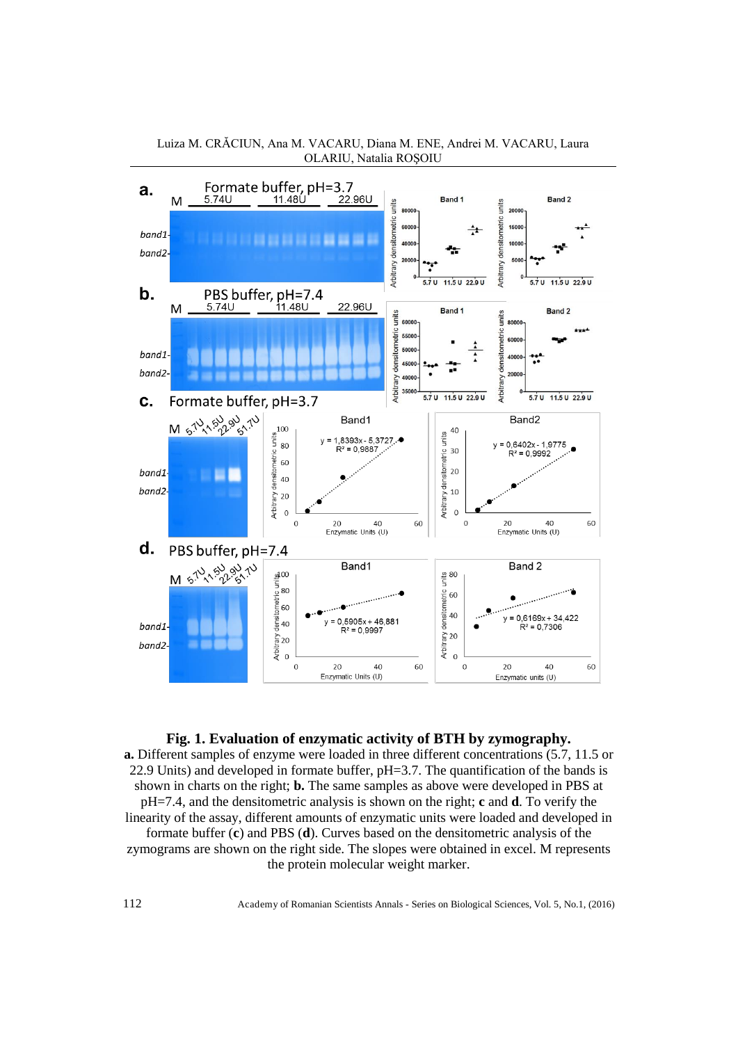**Fig. 1. Evaluation of enzymatic activity of BTH by zymography.**

**a.** Different samples of enzyme were loaded in three different concentrations (5.7, 11.5 or 22.9 Units) and developed in formate buffer, pH=3.7. The quantification of the bands is shown in charts on the right; **b.** The same samples as above were developed in PBS at pH=7.4, and the densitometric analysis is shown on the right; **c** and **d**. To verify the linearity of the assay, different amounts of enzymatic units were loaded and developed in formate buffer (**c**) and PBS (**d**). Curves based on the densitometric analysis of the zymograms are shown on the right side. The slopes were obtained in excel. M represents the protein molecular weight marker.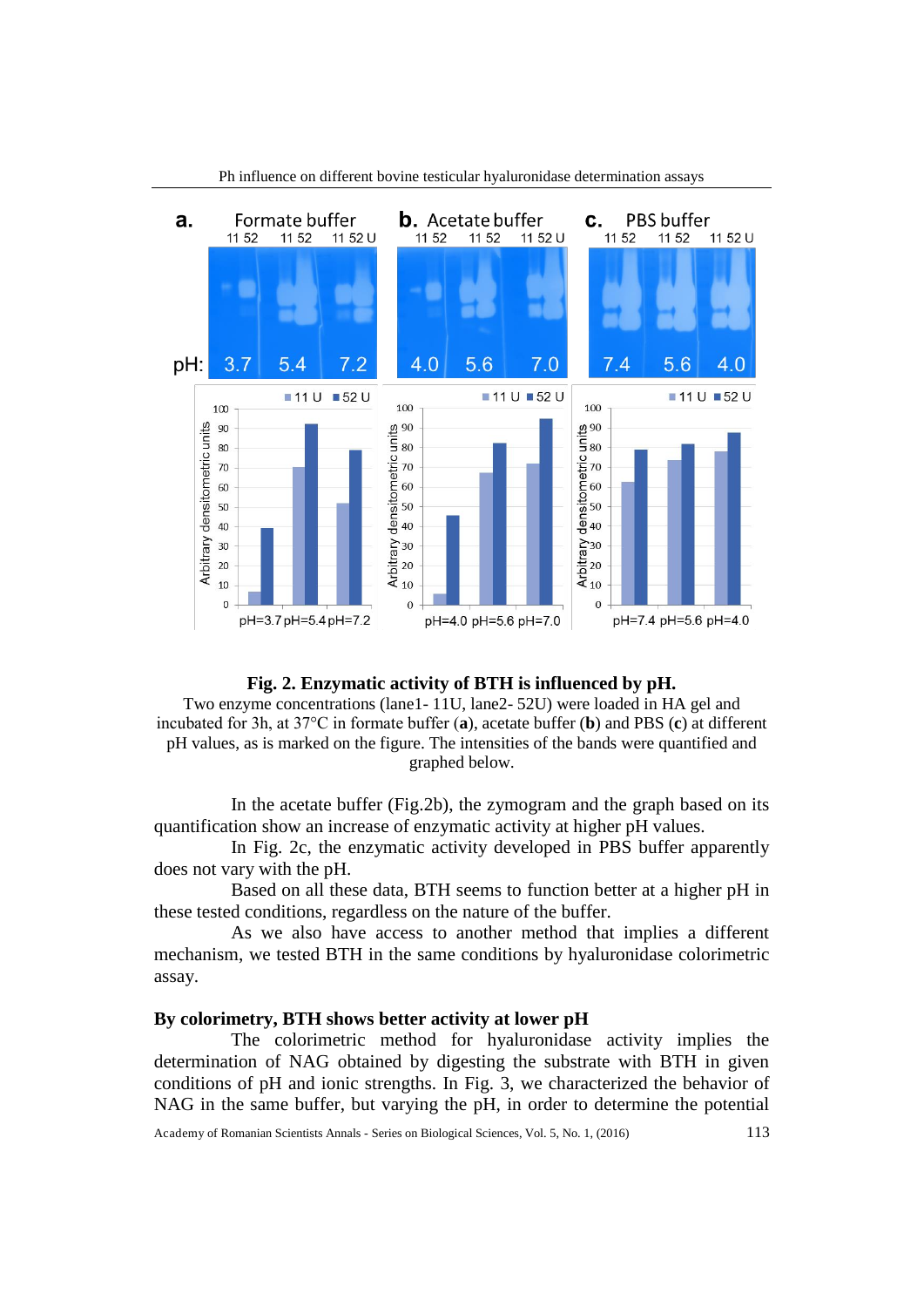**Fig. 2. Enzymatic activity of BTH is influenced by pH.**
Two enzyme concentrations (lane1- 11U, lane2- 52U) were loaded in HA gel and incubated for 3h, at 37°C in formate buffer (**a**), acetate buffer (**b**) and PBS (**c**) at different pH values, as is marked on the figure. The intensities of the bands were quantified and graphed below.

In the acetate buffer (Fig.2b), the zymogram and the graph based on its quantification show an increase of enzymatic activity at higher pH values.

In Fig. 2c, the enzymatic activity developed in PBS buffer apparently does not vary with the pH.

Based on all these data, BTH seems to function better at a higher pH in these tested conditions, regardless on the nature of the buffer.

As we also have access to another method that implies a different mechanism, we tested BTH in the same conditions by hyaluronidase colorimetric assay.

### By colorimetry, BTH shows better activity at lower pH

The colorimetric method for hyaluronidase activity implies the determination of NAG obtained by digesting the substrate with BTH in given conditions of pH and ionic strengths. In Fig. 3, we characterized the behavior of NAG in the same buffer, but varying the pH, in order to determine the potential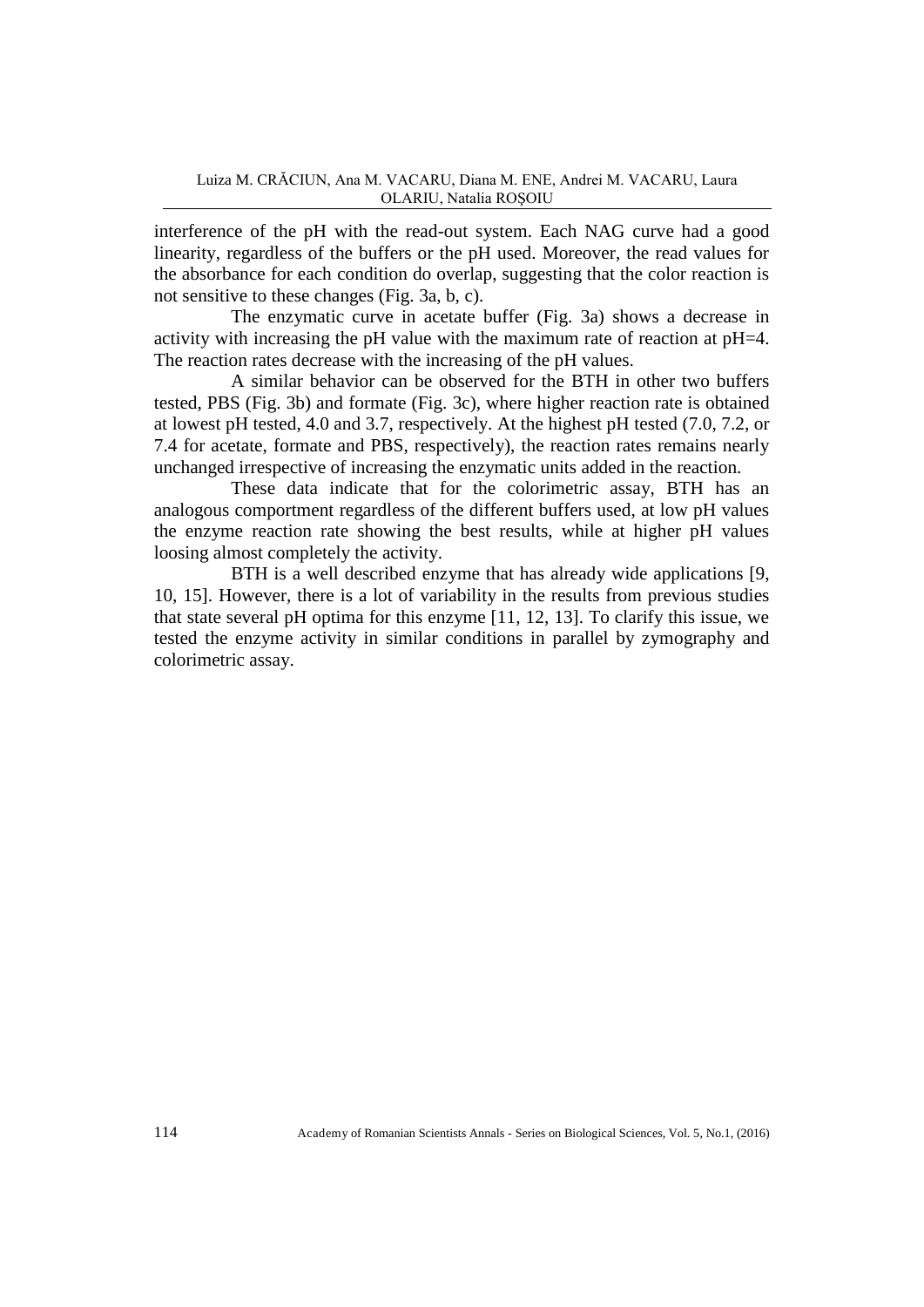interference of the pH with the read-out system. Each NAG curve had a good linearity, regardless of the buffers or the pH used. Moreover, the read values for the absorbance for each condition do overlap, suggesting that the color reaction is not sensitive to these changes (Fig. 3a, b, c).

The enzymatic curve in acetate buffer (Fig. 3a) shows a decrease in activity with increasing the pH value with the maximum rate of reaction at pH=4. The reaction rates decrease with the increasing of the pH values.

A similar behavior can be observed for the BTH in other two buffers tested, PBS (Fig. 3b) and formate (Fig. 3c), where higher reaction rate is obtained at lowest pH tested, 4.0 and 3.7, respectively. At the highest pH tested (7.0, 7.2, or 7.4 for acetate, formate and PBS, respectively), the reaction rates remains nearly unchanged irrespective of increasing the enzymatic units added in the reaction.

These data indicate that for the colorimetric assay, BTH has an analogous comportment regardless of the different buffers used, at low pH values the enzyme reaction rate showing the best results, while at higher pH values loosing almost completely the activity.

BTH is a well described enzyme that has already wide applications [9, 10, 15]. However, there is a lot of variability in the results from previous studies that state several pH optima for this enzyme [11, 12, 13]. To clarify this issue, we tested the enzyme activity in similar conditions in parallel by zymography and colorimetric assay.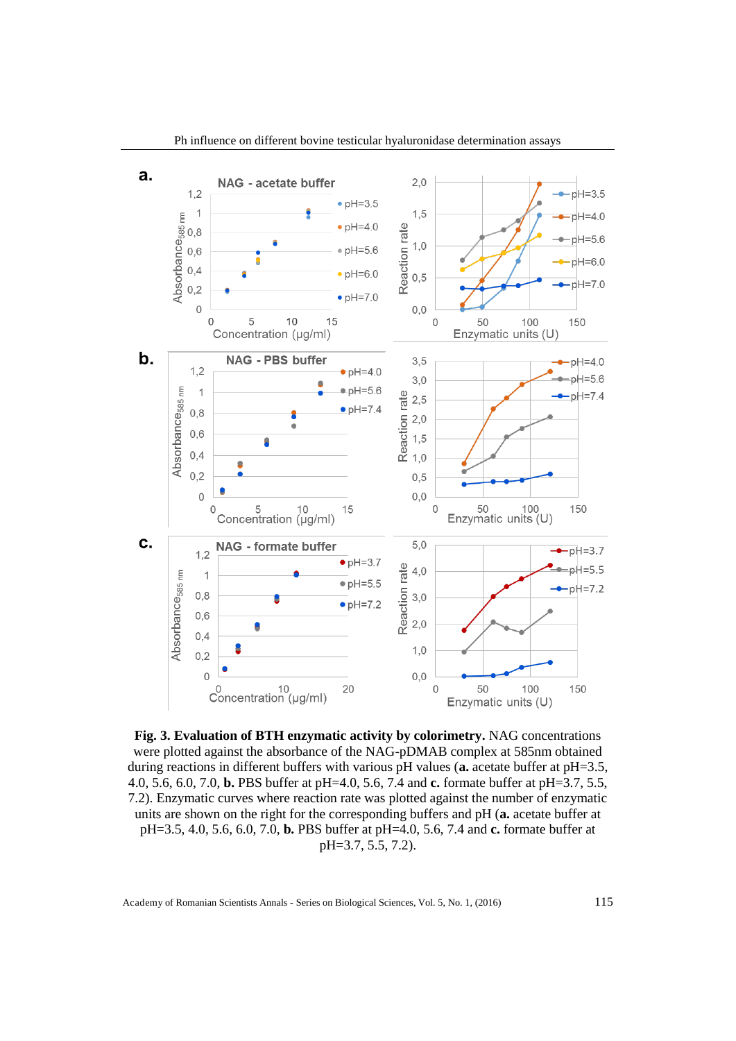**Fig. 3. Evaluation of BTH enzymatic activity by colorimetry.** NAG concentrations were plotted against the absorbance of the NAG-pDMAB complex at 585nm obtained during reactions in different buffers with various pH values (**a.** acetate buffer at pH=3.5, 4.0, 5.6, 6.0, 7.0, **b.** PBS buffer at pH=4.0, 5.6, 7.4 and **c.** formate buffer at pH=3.7, 5.5, 7.2). Enzymatic curves where reaction rate was plotted against the number of enzymatic units are shown on the right for the corresponding buffers and pH (**a.** acetate buffer at pH=3.5, 4.0, 5.6, 6.0, 7.0, **b.** PBS buffer at pH=4.0, 5.6, 7.4 and **c.** formate buffer at pH=3.7, 5.5, 7.2).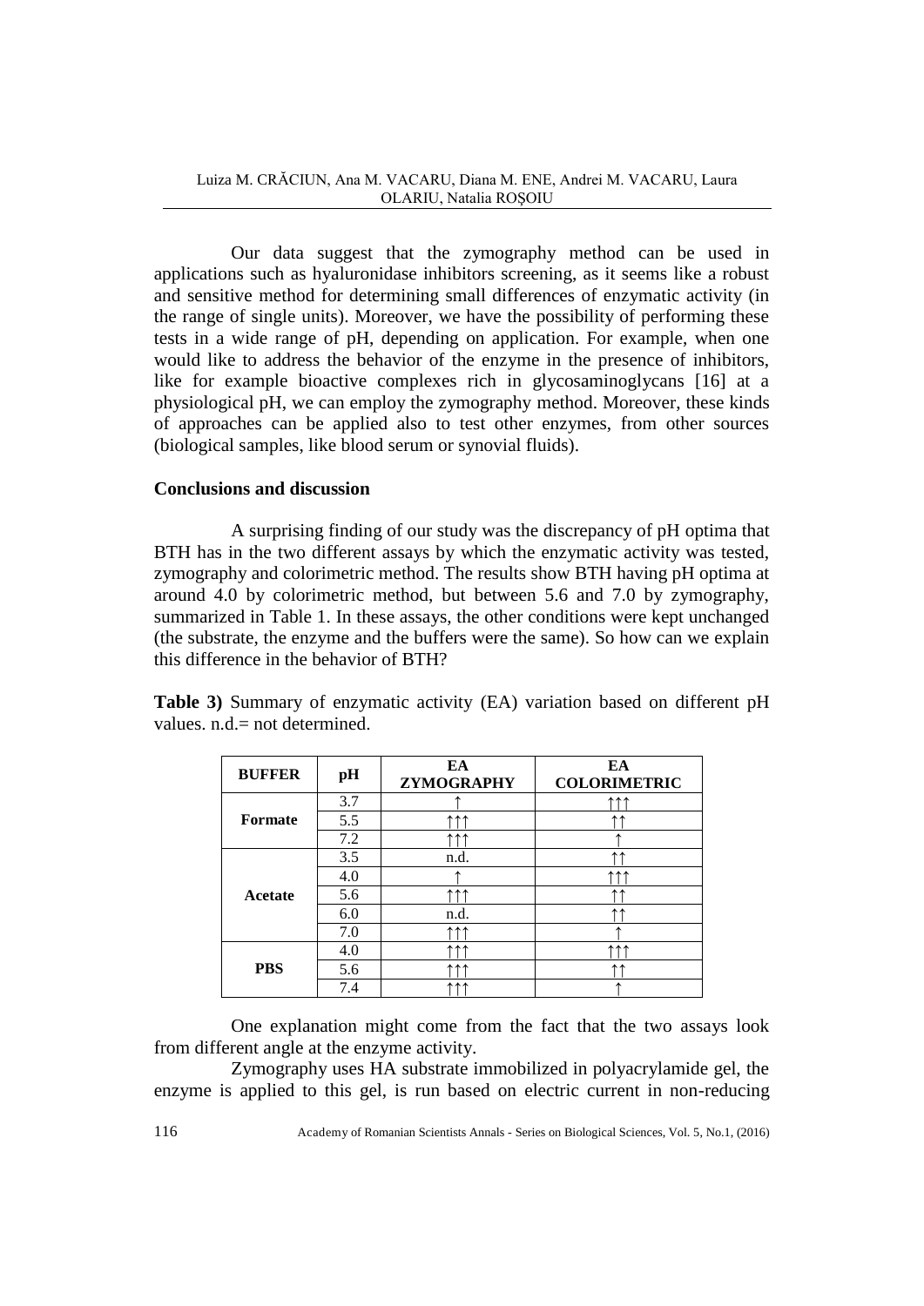Our data suggest that the zymography method can be used in applications such as hyaluronidase inhibitors screening, as it seems like a robust and sensitive method for determining small differences of enzymatic activity (in the range of single units). Moreover, we have the possibility of performing these tests in a wide range of pH, depending on application. For example, when one would like to address the behavior of the enzyme in the presence of inhibitors, like for example bioactive complexes rich in glycosaminoglycans [16] at a physiological pH, we can employ the zymography method. Moreover, these kinds of approaches can be applied also to test other enzymes, from other sources (biological samples, like blood serum or synovial fluids).

## Conclusions and discussion

A surprising finding of our study was the discrepancy of pH optima that BTH has in the two different assays by which the enzymatic activity was tested, zymography and colorimetric method. The results show BTH having pH optima at around 4.0 by colorimetric method, but between 5.6 and 7.0 by zymography, summarized in Table 1. In these assays, the other conditions were kept unchanged (the substrate, the enzyme and the buffers were the same). So how can we explain this difference in the behavior of BTH?

**Table 3)** Summary of enzymatic activity (EA) variation based on different pH values. n.d.= not determined.

| BUFFER | pH | EA ZYMOGRAPHY | EA COLORIMETRIC |
|---|---|---|---|
| Formate | 3.7 | ↑ | ↑↑↑ |
| | 5.5 | ↑↑↑ | ↑↑ |
| | 7.2 | ↑↑↑ | ↑ |
| Acetate | 3.5 | n.d. | ↑↑ |
| | 4.0 | ↑ | ↑↑↑ |
| | 5.6 | ↑↑↑ | ↑↑ |
| | 6.0 | n.d. | ↑↑ |
| | 7.0 | ↑↑↑ | ↑ |
| PBS | 4.0 | ↑↑↑ | ↑↑↑ |
| | 5.6 | ↑↑↑ | ↑↑ |
| | 7.4 | ↑↑↑ | ↑ |

One explanation might come from the fact that the two assays look from different angle at the enzyme activity.

Zymography uses HA substrate immobilized in polyacrylamide gel, the enzyme is applied to this gel, is run based on electric current in non-reducing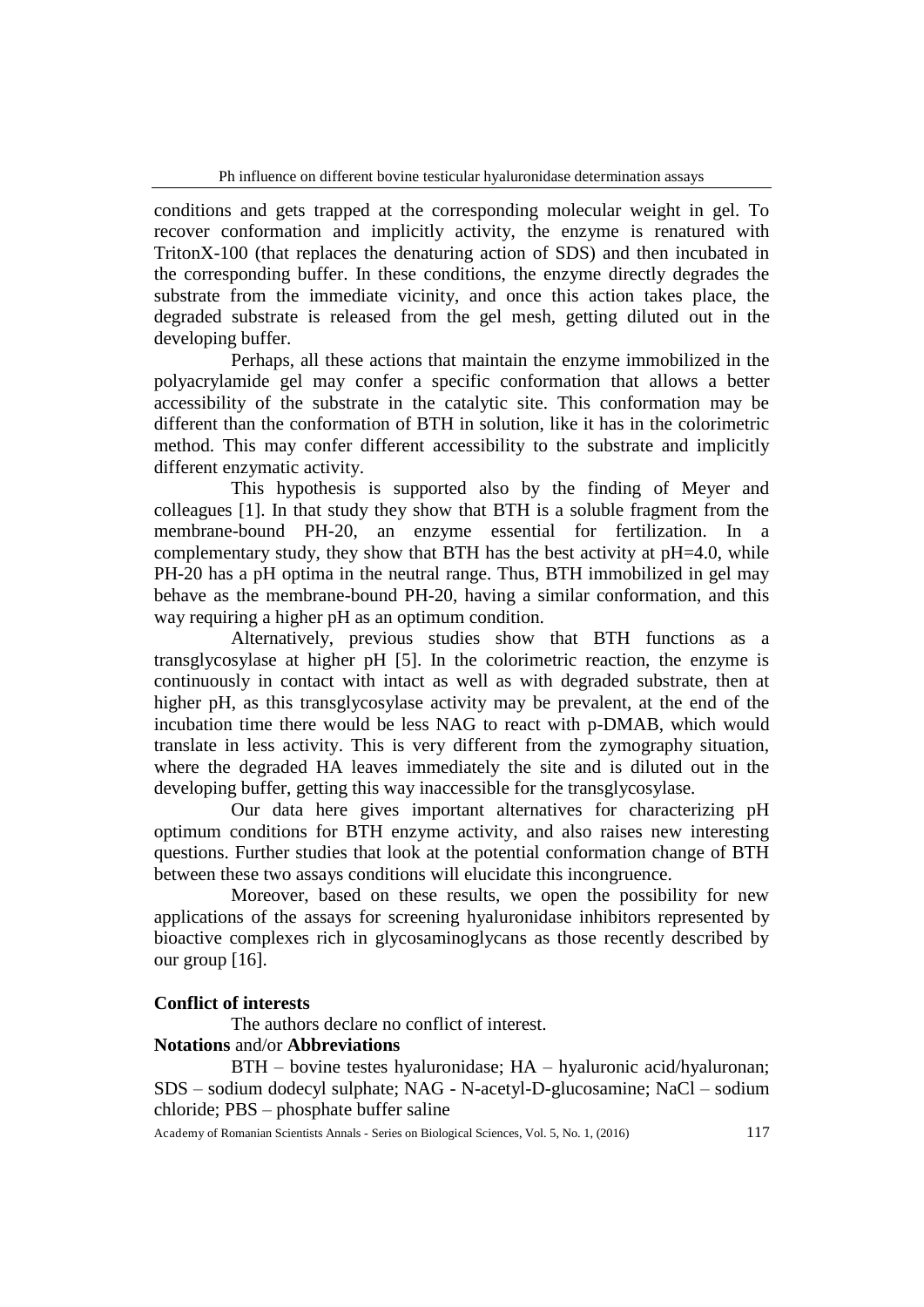conditions and gets trapped at the corresponding molecular weight in gel. To recover conformation and implicitly activity, the enzyme is renatured with TritonX-100 (that replaces the denaturing action of SDS) and then incubated in the corresponding buffer. In these conditions, the enzyme directly degrades the substrate from the immediate vicinity, and once this action takes place, the degraded substrate is released from the gel mesh, getting diluted out in the developing buffer.

Perhaps, all these actions that maintain the enzyme immobilized in the polyacrylamide gel may confer a specific conformation that allows a better accessibility of the substrate in the catalytic site. This conformation may be different than the conformation of BTH in solution, like it has in the colorimetric method. This may confer different accessibility to the substrate and implicitly different enzymatic activity.

This hypothesis is supported also by the finding of Meyer and colleagues [1]. In that study they show that BTH is a soluble fragment from the membrane-bound PH-20, an enzyme essential for fertilization. In a complementary study, they show that BTH has the best activity at pH=4.0, while PH-20 has a pH optima in the neutral range. Thus, BTH immobilized in gel may behave as the membrane-bound PH-20, having a similar conformation, and this way requiring a higher pH as an optimum condition.

Alternatively, previous studies show that BTH functions as a transglycosylase at higher pH [5]. In the colorimetric reaction, the enzyme is continuously in contact with intact as well as with degraded substrate, then at higher pH, as this transglycosylase activity may be prevalent, at the end of the incubation time there would be less NAG to react with p-DMAB, which would translate in less activity. This is very different from the zymography situation, where the degraded HA leaves immediately the site and is diluted out in the developing buffer, getting this way inaccessible for the transglycosylase.

Our data here gives important alternatives for characterizing pH optimum conditions for BTH enzyme activity, and also raises new interesting questions. Further studies that look at the potential conformation change of BTH between these two assays conditions will elucidate this incongruence.

Moreover, based on these results, we open the possibility for new applications of the assays for screening hyaluronidase inhibitors represented by bioactive complexes rich in glycosaminoglycans as those recently described by our group [16].

**Conflict of interests**

The authors declare no conflict of interest.

**Notations** and/or **Abbreviations**

BTH – bovine testes hyaluronidase; HA – hyaluronic acid/hyaluronan; SDS – sodium dodecyl sulphate; NAG - N-acetyl-D-glucosamine; NaCl – sodium chloride; PBS – phosphate buffer saline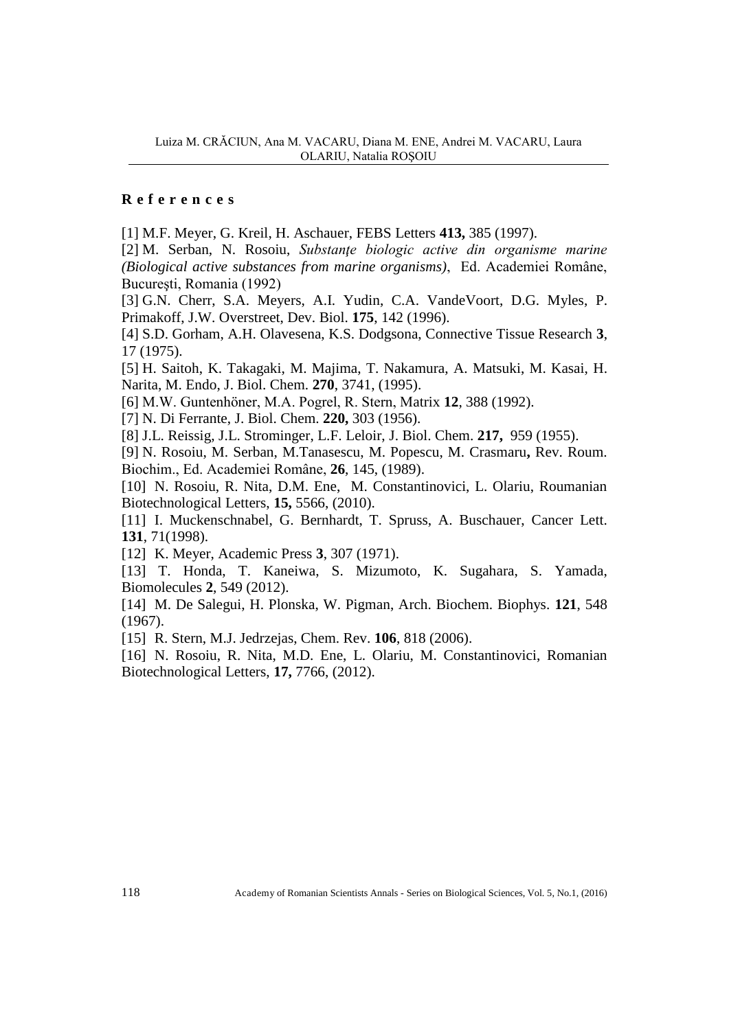## References

[1] M.F. Meyer, G. Kreil, H. Aschauer, FEBS Letters **413,** 385 (1997).

[2] M. Serban, N. Rosoiu, *Substanţe biologic active din organisme marine (Biological active substances from marine organisms)*, Ed. Academiei Române, Bucureşti, Romania (1992)

[3] G.N. Cherr, S.A. Meyers, A.I. Yudin, C.A. VandeVoort, D.G. Myles, P. Primakoff, J.W. Overstreet, Dev. Biol. **175**, 142 (1996).

[4] S.D. Gorham, A.H. Olavesena, K.S. Dodgsona, Connective Tissue Research **3**, 17 (1975).

[5] H. Saitoh, K. Takagaki, M. Majima, T. Nakamura, A. Matsuki, M. Kasai, H. Narita, M. Endo, J. Biol. Chem. **270**, 3741, (1995).

[6] M.W. Guntenhöner, M.A. Pogrel, R. Stern, Matrix **12**, 388 (1992).

[7] N. Di Ferrante, J. Biol. Chem. **220,** 303 (1956).

[8] J.L. Reissig, J.L. Strominger, L.F. Leloir, J. Biol. Chem. **217,** 959 (1955).

[9] N. Rosoiu, M. Serban, M.Tanasescu, M. Popescu, M. Crasmaru**,** Rev. Roum. Biochim., Ed. Academiei Române, **26**, 145, (1989).

[10] N. Rosoiu, R. Nita, D.M. Ene, M. Constantinovici, L. Olariu, Roumanian Biotechnological Letters, **15,** 5566, (2010).

[11] I. Muckenschnabel, G. Bernhardt, T. Spruss, A. Buschauer, Cancer Lett. **131**, 71(1998).

[12] K. Meyer, Academic Press **3**, 307 (1971).

[13] T. Honda, T. Kaneiwa, S. Mizumoto, K. Sugahara, S. Yamada, Biomolecules **2**, 549 (2012).

[14] M. De Salegui, H. Plonska, W. Pigman, Arch. Biochem. Biophys. **121**, 548 (1967).

[15] R. Stern, M.J. Jedrzejas, Chem. Rev. **106**, 818 (2006).

[16] N. Rosoiu, R. Nita, M.D. Ene, L. Olariu, M. Constantinovici, Romanian Biotechnological Letters, **17,** 7766, (2012).